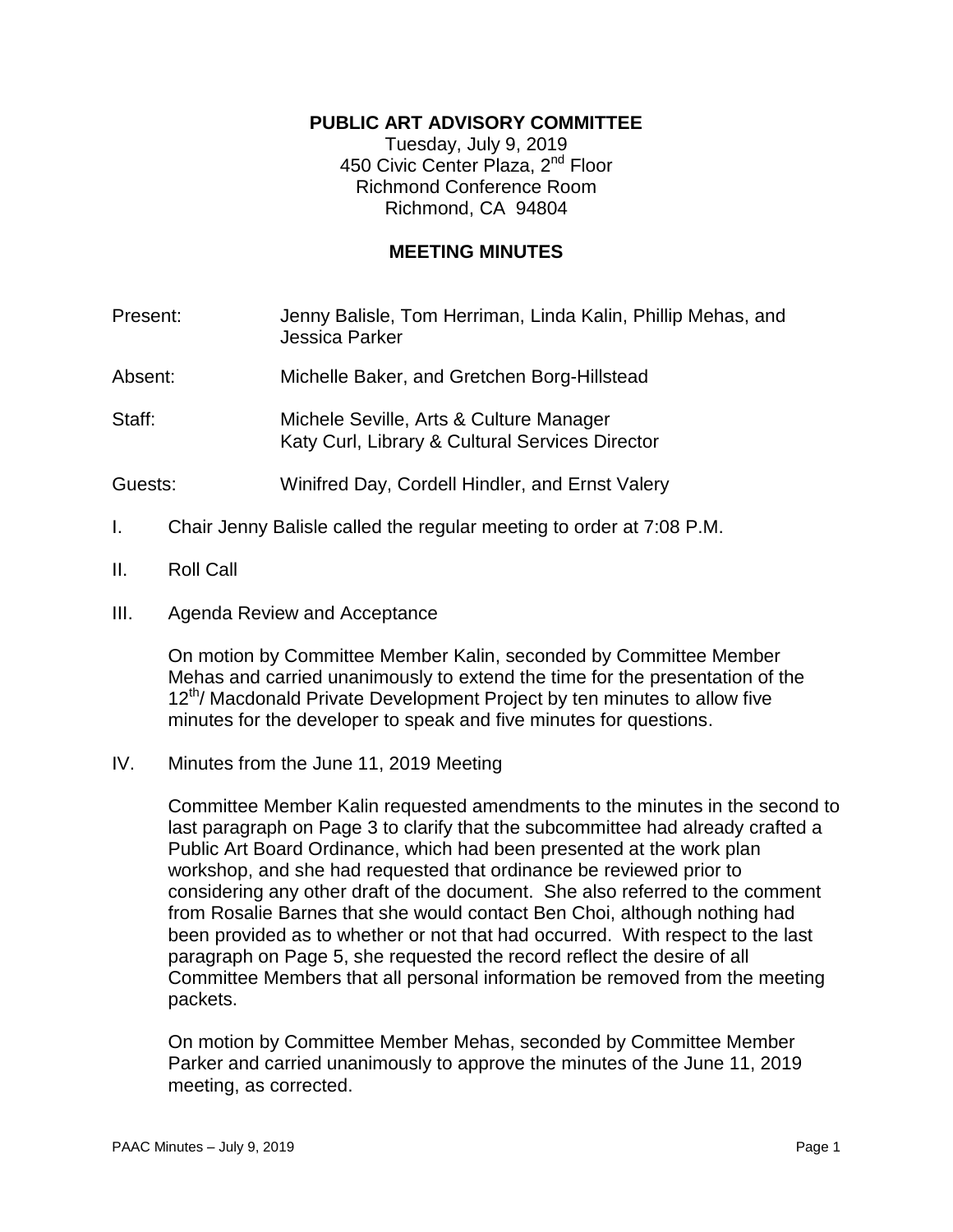# PUBLIC ART ADVISORY COMMITTEE

Tuesday, July 9, 2019
450 Civic Center Plaza, 2nd Floor
Richmond Conference Room
Richmond, CA 94804

## MEETING MINUTES

Present: Jenny Balisle, Tom Herriman, Linda Kalin, Phillip Mehas, and Jessica Parker

Absent: Michelle Baker, and Gretchen Borg-Hillstead

Staff: Michele Seville, Arts & Culture Manager
Katy Curl, Library & Cultural Services Director

Guests: Winifred Day, Cordell Hindler, and Ernst Valery

I. Chair Jenny Balisle called the regular meeting to order at 7:08 P.M.

II. Roll Call

III. Agenda Review and Acceptance

On motion by Committee Member Kalin, seconded by Committee Member Mehas and carried unanimously to extend the time for the presentation of the 12th/ Macdonald Private Development Project by ten minutes to allow five minutes for the developer to speak and five minutes for questions.

IV. Minutes from the June 11, 2019 Meeting

Committee Member Kalin requested amendments to the minutes in the second to last paragraph on Page 3 to clarify that the subcommittee had already crafted a Public Art Board Ordinance, which had been presented at the work plan workshop, and she had requested that ordinance be reviewed prior to considering any other draft of the document. She also referred to the comment from Rosalie Barnes that she would contact Ben Choi, although nothing had been provided as to whether or not that had occurred. With respect to the last paragraph on Page 5, she requested the record reflect the desire of all Committee Members that all personal information be removed from the meeting packets.

On motion by Committee Member Mehas, seconded by Committee Member Parker and carried unanimously to approve the minutes of the June 11, 2019 meeting, as corrected.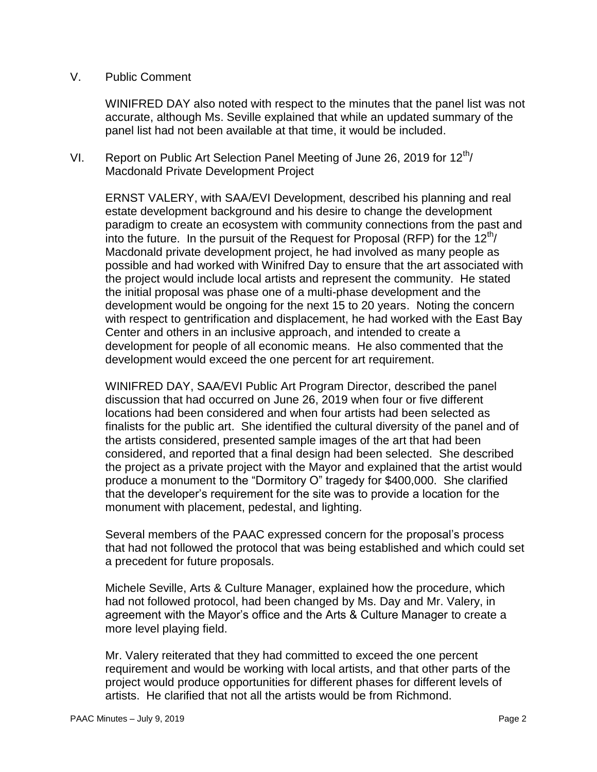## V. Public Comment

WINIFRED DAY also noted with respect to the minutes that the panel list was not accurate, although Ms. Seville explained that while an updated summary of the panel list had not been available at that time, it would be included.

## VI. Report on Public Art Selection Panel Meeting of June 26, 2019 for 12th/ Macdonald Private Development Project

ERNST VALERY, with SAA/EVI Development, described his planning and real estate development background and his desire to change the development paradigm to create an ecosystem with community connections from the past and into the future. In the pursuit of the Request for Proposal (RFP) for the 12th/ Macdonald private development project, he had involved as many people as possible and had worked with Winifred Day to ensure that the art associated with the project would include local artists and represent the community. He stated the initial proposal was phase one of a multi-phase development and the development would be ongoing for the next 15 to 20 years. Noting the concern with respect to gentrification and displacement, he had worked with the East Bay Center and others in an inclusive approach, and intended to create a development for people of all economic means. He also commented that the development would exceed the one percent for art requirement.

WINIFRED DAY, SAA/EVI Public Art Program Director, described the panel discussion that had occurred on June 26, 2019 when four or five different locations had been considered and when four artists had been selected as finalists for the public art. She identified the cultural diversity of the panel and of the artists considered, presented sample images of the art that had been considered, and reported that a final design had been selected. She described the project as a private project with the Mayor and explained that the artist would produce a monument to the "Dormitory O" tragedy for $400,000. She clarified that the developer's requirement for the site was to provide a location for the monument with placement, pedestal, and lighting.

Several members of the PAAC expressed concern for the proposal's process that had not followed the protocol that was being established and which could set a precedent for future proposals.

Michele Seville, Arts & Culture Manager, explained how the procedure, which had not followed protocol, had been changed by Ms. Day and Mr. Valery, in agreement with the Mayor's office and the Arts & Culture Manager to create a more level playing field.

Mr. Valery reiterated that they had committed to exceed the one percent requirement and would be working with local artists, and that other parts of the project would produce opportunities for different phases for different levels of artists. He clarified that not all the artists would be from Richmond.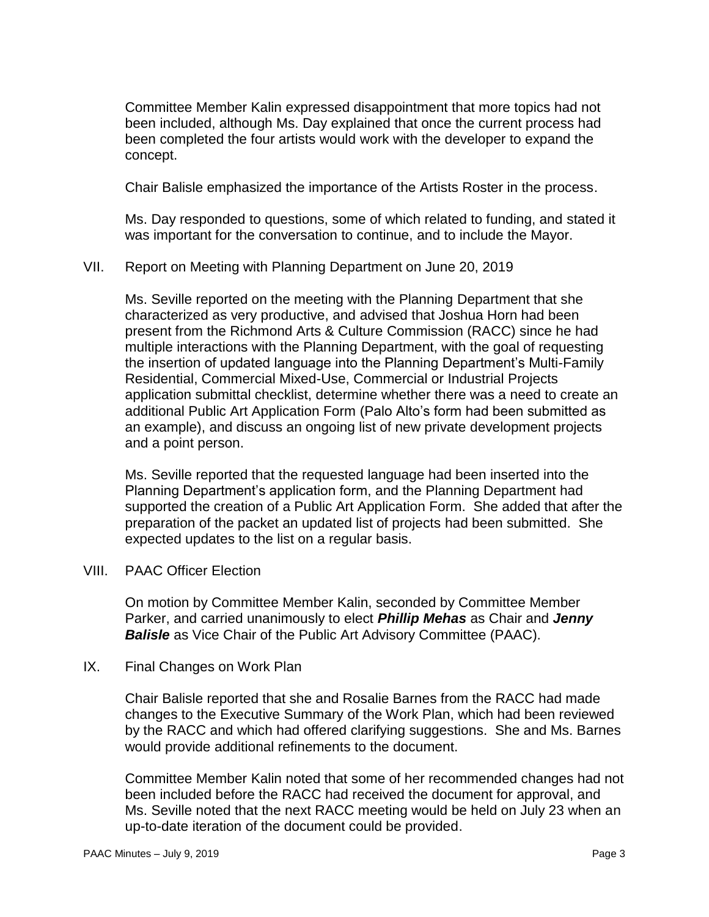Committee Member Kalin expressed disappointment that more topics had not been included, although Ms. Day explained that once the current process had been completed the four artists would work with the developer to expand the concept.

Chair Balisle emphasized the importance of the Artists Roster in the process.

Ms. Day responded to questions, some of which related to funding, and stated it was important for the conversation to continue, and to include the Mayor.

VII. Report on Meeting with Planning Department on June 20, 2019

Ms. Seville reported on the meeting with the Planning Department that she characterized as very productive, and advised that Joshua Horn had been present from the Richmond Arts & Culture Commission (RACC) since he had multiple interactions with the Planning Department, with the goal of requesting the insertion of updated language into the Planning Department's Multi-Family Residential, Commercial Mixed-Use, Commercial or Industrial Projects application submittal checklist, determine whether there was a need to create an additional Public Art Application Form (Palo Alto's form had been submitted as an example), and discuss an ongoing list of new private development projects and a point person.

Ms. Seville reported that the requested language had been inserted into the Planning Department's application form, and the Planning Department had supported the creation of a Public Art Application Form. She added that after the preparation of the packet an updated list of projects had been submitted. She expected updates to the list on a regular basis.

VIII. PAAC Officer Election

On motion by Committee Member Kalin, seconded by Committee Member Parker, and carried unanimously to elect ***Phillip Mehas*** as Chair and ***Jenny Balisle*** as Vice Chair of the Public Art Advisory Committee (PAAC).

IX. Final Changes on Work Plan

Chair Balisle reported that she and Rosalie Barnes from the RACC had made changes to the Executive Summary of the Work Plan, which had been reviewed by the RACC and which had offered clarifying suggestions. She and Ms. Barnes would provide additional refinements to the document.

Committee Member Kalin noted that some of her recommended changes had not been included before the RACC had received the document for approval, and Ms. Seville noted that the next RACC meeting would be held on July 23 when an up-to-date iteration of the document could be provided.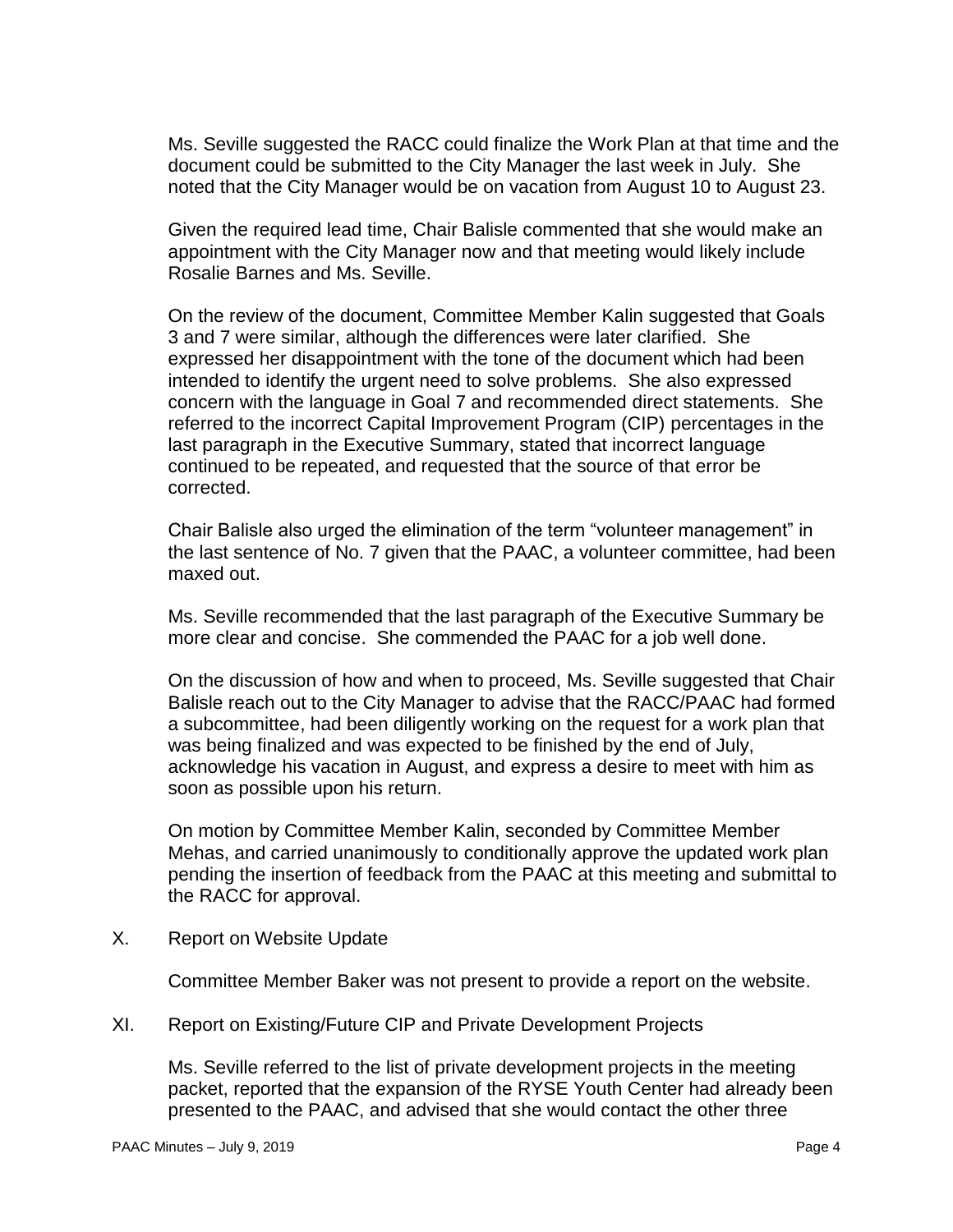Ms. Seville suggested the RACC could finalize the Work Plan at that time and the document could be submitted to the City Manager the last week in July. She noted that the City Manager would be on vacation from August 10 to August 23.

Given the required lead time, Chair Balisle commented that she would make an appointment with the City Manager now and that meeting would likely include Rosalie Barnes and Ms. Seville.

On the review of the document, Committee Member Kalin suggested that Goals 3 and 7 were similar, although the differences were later clarified. She expressed her disappointment with the tone of the document which had been intended to identify the urgent need to solve problems. She also expressed concern with the language in Goal 7 and recommended direct statements. She referred to the incorrect Capital Improvement Program (CIP) percentages in the last paragraph in the Executive Summary, stated that incorrect language continued to be repeated, and requested that the source of that error be corrected.

Chair Balisle also urged the elimination of the term "volunteer management" in the last sentence of No. 7 given that the PAAC, a volunteer committee, had been maxed out.

Ms. Seville recommended that the last paragraph of the Executive Summary be more clear and concise. She commended the PAAC for a job well done.

On the discussion of how and when to proceed, Ms. Seville suggested that Chair Balisle reach out to the City Manager to advise that the RACC/PAAC had formed a subcommittee, had been diligently working on the request for a work plan that was being finalized and was expected to be finished by the end of July, acknowledge his vacation in August, and express a desire to meet with him as soon as possible upon his return.

On motion by Committee Member Kalin, seconded by Committee Member Mehas, and carried unanimously to conditionally approve the updated work plan pending the insertion of feedback from the PAAC at this meeting and submittal to the RACC for approval.

## X. Report on Website Update

Committee Member Baker was not present to provide a report on the website.

## XI. Report on Existing/Future CIP and Private Development Projects

Ms. Seville referred to the list of private development projects in the meeting packet, reported that the expansion of the RYSE Youth Center had already been presented to the PAAC, and advised that she would contact the other three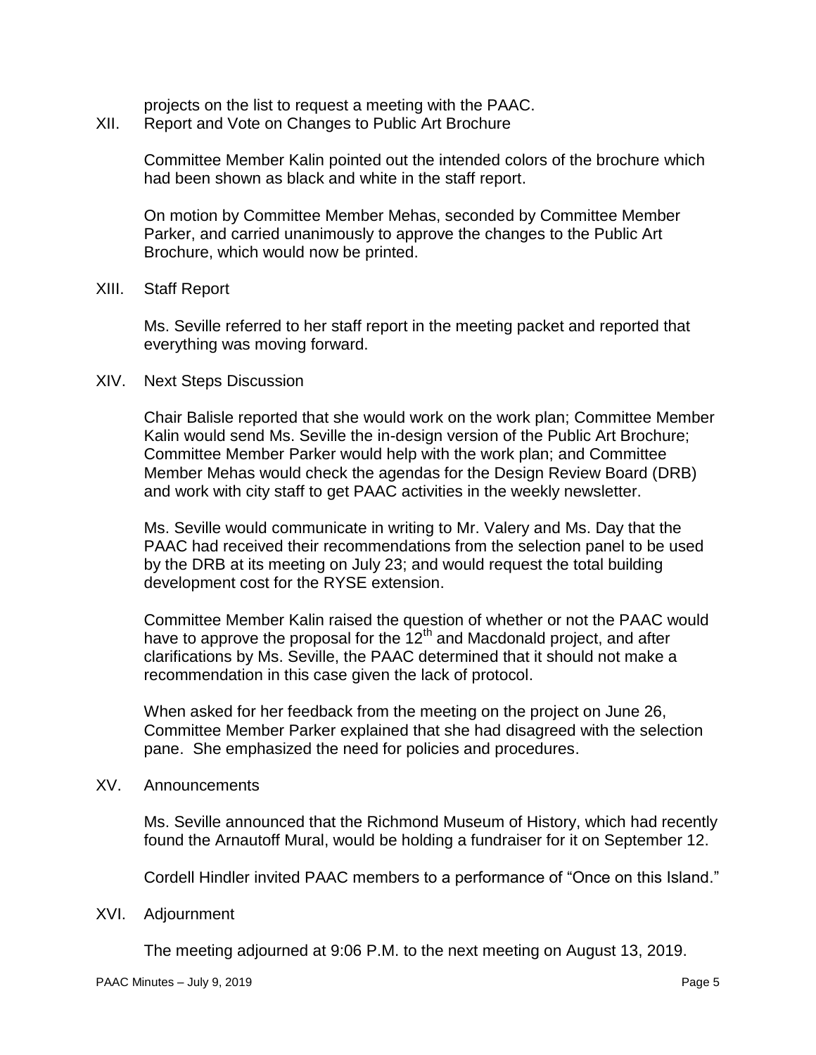projects on the list to request a meeting with the PAAC.

XII. Report and Vote on Changes to Public Art Brochure

Committee Member Kalin pointed out the intended colors of the brochure which had been shown as black and white in the staff report.

On motion by Committee Member Mehas, seconded by Committee Member Parker, and carried unanimously to approve the changes to the Public Art Brochure, which would now be printed.

XIII. Staff Report

Ms. Seville referred to her staff report in the meeting packet and reported that everything was moving forward.

XIV. Next Steps Discussion

Chair Balisle reported that she would work on the work plan; Committee Member Kalin would send Ms. Seville the in-design version of the Public Art Brochure; Committee Member Parker would help with the work plan; and Committee Member Mehas would check the agendas for the Design Review Board (DRB) and work with city staff to get PAAC activities in the weekly newsletter.

Ms. Seville would communicate in writing to Mr. Valery and Ms. Day that the PAAC had received their recommendations from the selection panel to be used by the DRB at its meeting on July 23; and would request the total building development cost for the RYSE extension.

Committee Member Kalin raised the question of whether or not the PAAC would have to approve the proposal for the 12th and Macdonald project, and after clarifications by Ms. Seville, the PAAC determined that it should not make a recommendation in this case given the lack of protocol.

When asked for her feedback from the meeting on the project on June 26, Committee Member Parker explained that she had disagreed with the selection pane. She emphasized the need for policies and procedures.

XV. Announcements

Ms. Seville announced that the Richmond Museum of History, which had recently found the Arnautoff Mural, would be holding a fundraiser for it on September 12.

Cordell Hindler invited PAAC members to a performance of "Once on this Island."

XVI. Adjournment

The meeting adjourned at 9:06 P.M. to the next meeting on August 13, 2019.